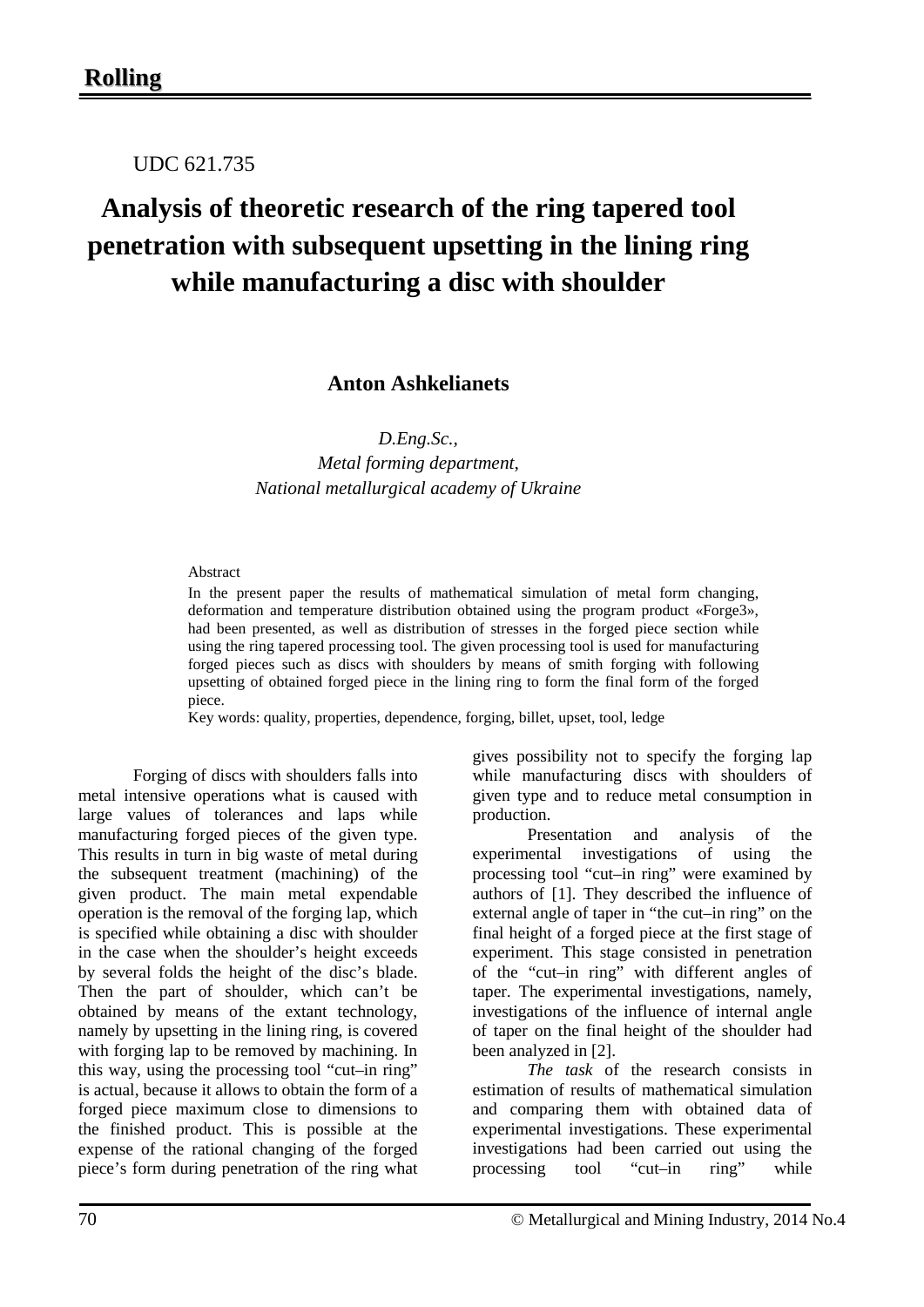UDC 621.735

# Analysis of theoretic research of the ring tapered tool penetration with subsequent upsetting in the lining ring while manufacturing a disc with shoulder

**Anton Ashkelianets**

*D.Eng.Sc.,*
*Metal forming department,*
*National metallurgical academy of Ukraine*

Abstract

In the present paper the results of mathematical simulation of metal form changing, deformation and temperature distribution obtained using the program product «Forge3», had been presented, as well as distribution of stresses in the forged piece section while using the ring tapered processing tool. The given processing tool is used for manufacturing forged pieces such as discs with shoulders by means of smith forging with following upsetting of obtained forged piece in the lining ring to form the final form of the forged piece.

Key words: quality, properties, dependence, forging, billet, upset, tool, ledge

Forging of discs with shoulders falls into metal intensive operations what is caused with large values of tolerances and laps while manufacturing forged pieces of the given type. This results in turn in big waste of metal during the subsequent treatment (machining) of the given product. The main metal expendable operation is the removal of the forging lap, which is specified while obtaining a disc with shoulder in the case when the shoulder's height exceeds by several folds the height of the disc's blade. Then the part of shoulder, which can't be obtained by means of the extant technology, namely by upsetting in the lining ring, is covered with forging lap to be removed by machining. In this way, using the processing tool "cut–in ring" is actual, because it allows to obtain the form of a forged piece maximum close to dimensions to the finished product. This is possible at the expense of the rational changing of the forged piece's form during penetration of the ring what gives possibility not to specify the forging lap while manufacturing discs with shoulders of given type and to reduce metal consumption in production.

Presentation and analysis of the experimental investigations of using the processing tool "cut–in ring" were examined by authors of [1]. They described the influence of external angle of taper in "the cut–in ring" on the final height of a forged piece at the first stage of experiment. This stage consisted in penetration of the "cut–in ring" with different angles of taper. The experimental investigations, namely, investigations of the influence of internal angle of taper on the final height of the shoulder had been analyzed in [2].

*The task* of the research consists in estimation of results of mathematical simulation and comparing them with obtained data of experimental investigations. These experimental investigations had been carried out using the processing tool "cut–in ring" while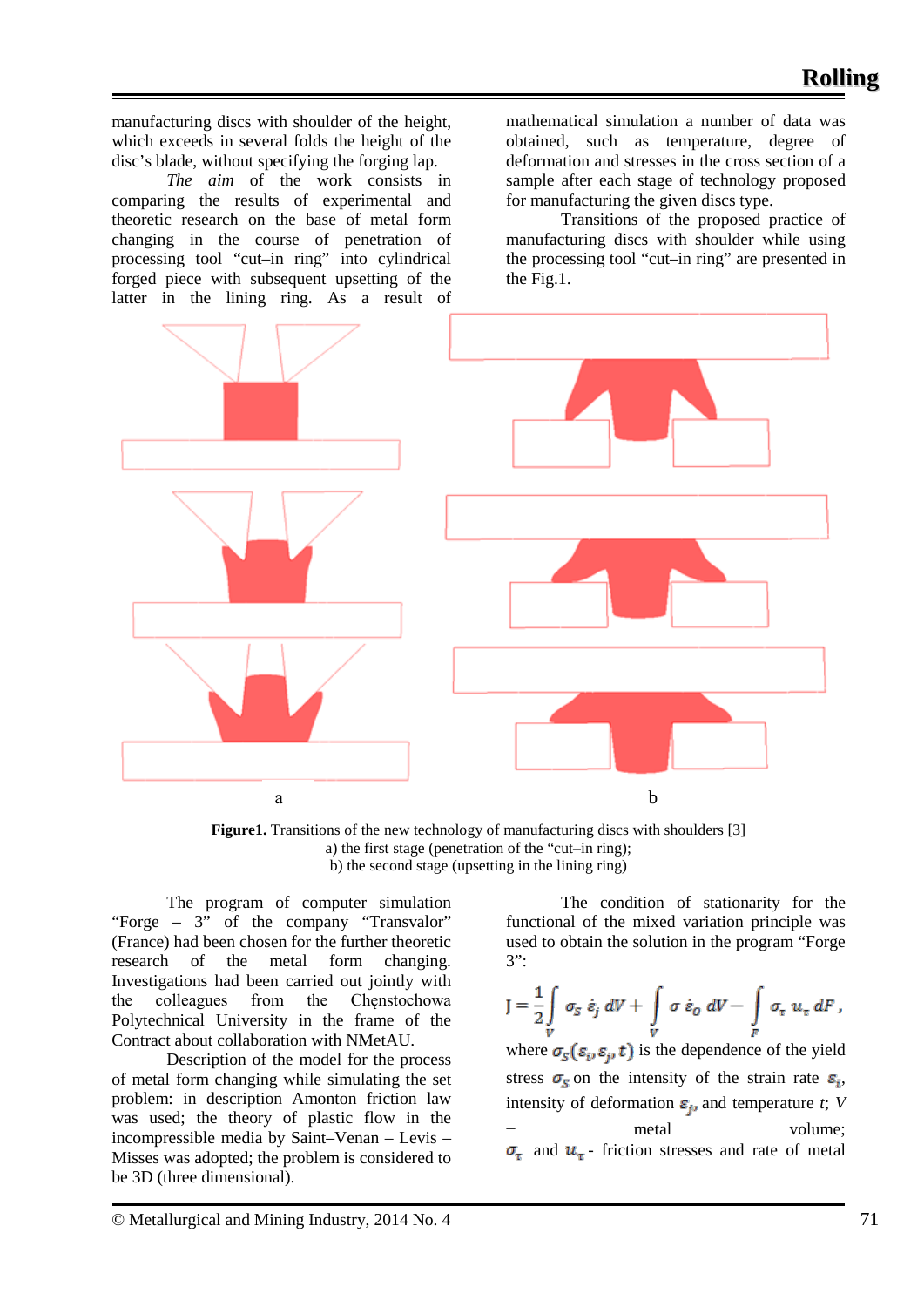manufacturing discs with shoulder of the height, which exceeds in several folds the height of the disc's blade, without specifying the forging lap.

*The aim* of the work consists in comparing the results of experimental and theoretic research on the base of metal form changing in the course of penetration of processing tool "cut–in ring" into cylindrical forged piece with subsequent upsetting of the latter in the lining ring. As a result of mathematical simulation a number of data was obtained, such as temperature, degree of deformation and stresses in the cross section of a sample after each stage of technology proposed for manufacturing the given discs type.

Transitions of the proposed practice of manufacturing discs with shoulder while using the processing tool "cut–in ring" are presented in the Fig.1.

a

b

**Figure1.** Transitions of the new technology of manufacturing discs with shoulders [3]
a) the first stage (penetration of the "cut–in ring);
b) the second stage (upsetting in the lining ring)

The program of computer simulation "Forge – 3" of the company "Transvalor" (France) had been chosen for the further theoretic research of the metal form changing. Investigations had been carried out jointly with the colleagues from the Chęnstochowa Polytechnical University in the frame of the Contract about collaboration with NMetAU.

Description of the model for the process of metal form changing while simulating the set problem: in description Amonton friction law was used; the theory of plastic flow in the incompressible media by Saint–Venan – Levis – Misses was adopted; the problem is considered to be 3D (three dimensional).

The condition of stationarity for the functional of the mixed variation principle was used to obtain the solution in the program "Forge 3":

$$J = \frac{1}{2}\int_V \sigma_S \, \dot{\varepsilon}_j \, dV + \int_V \sigma \, \dot{\varepsilon}_0 \, dV - \int_F \sigma_\tau \, u_\tau \, dF,$$

where $\sigma_S(\varepsilon_i, \varepsilon_j, t)$ is the dependence of the yield stress $\sigma_S$ on the intensity of the strain rate $\varepsilon_i$, intensity of deformation $\varepsilon_j$, and temperature $t$; $V$ – metal volume; $\sigma_\tau$ and $u_\tau$ - friction stresses and rate of metal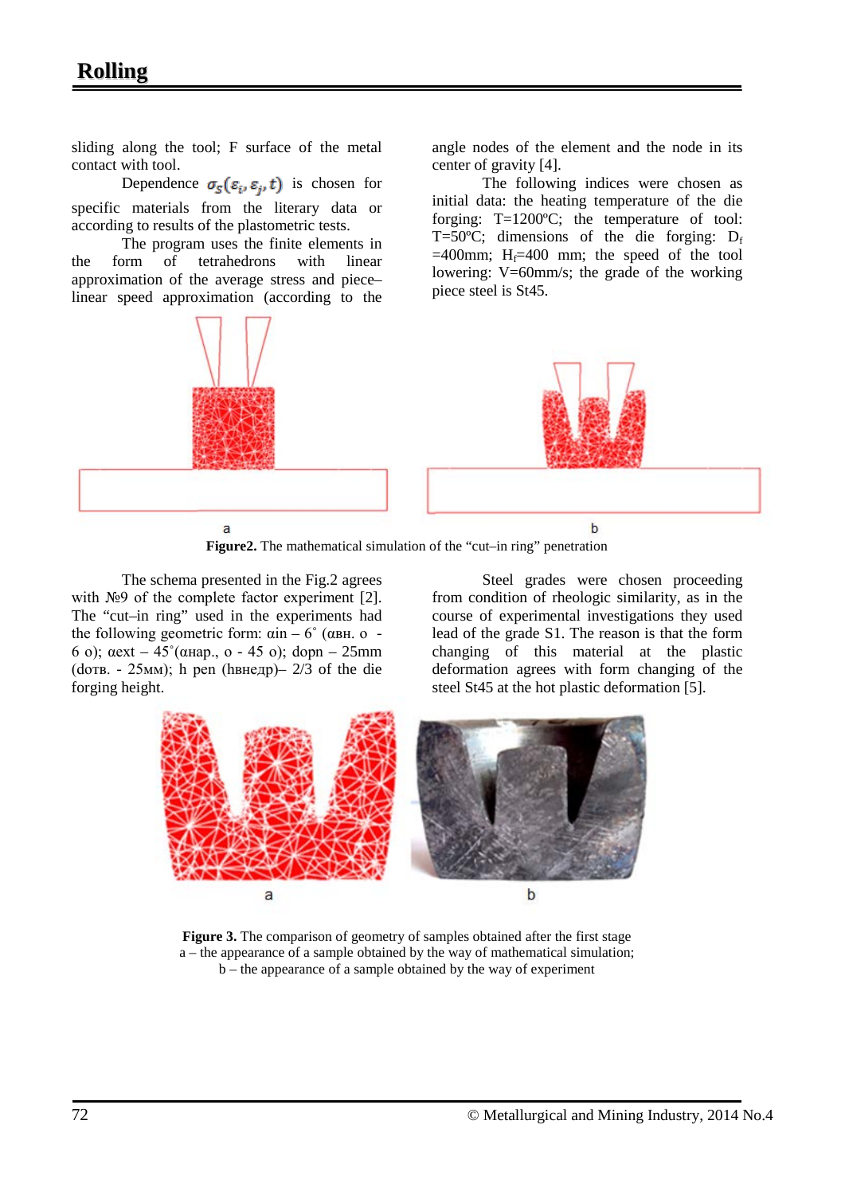sliding along the tool; F surface of the metal contact with tool.

Dependence $\sigma_S(\varepsilon_i, \varepsilon_j, t)$ is chosen for specific materials from the literary data or according to results of the plastometric tests.

The program uses the finite elements in the form of tetrahedrons with linear approximation of the average stress and piece–linear speed approximation (according to the angle nodes of the element and the node in its center of gravity [4].

The following indices were chosen as initial data: the heating temperature of the die forging: T=1200ºC; the temperature of tool: T=50ºC; dimensions of the die forging: $D_f$ =400mm; $H_f$=400 mm; the speed of the tool lowering: V=60mm/s; the grade of the working piece steel is St45.

a

b

**Figure2.** The mathematical simulation of the "cut–in ring" penetration

The schema presented in the Fig.2 agrees with №9 of the complete factor experiment [2]. The "cut–in ring" used in the experiments had the following geometric form: αin – 6˚ (αвн. о - 6 о); αext – 45˚(αнар., о - 45 о); dopn – 25mm (dотв. - 25мм); h pen (hвнедр)– 2/3 of the die forging height.

Steel grades were chosen proceeding from condition of rheologic similarity, as in the course of experimental investigations they used lead of the grade S1. The reason is that the form changing of this material at the plastic deformation agrees with form changing of the steel St45 at the hot plastic deformation [5].

a

b

**Figure 3.** The comparison of geometry of samples obtained after the first stage
a – the appearance of a sample obtained by the way of mathematical simulation;
b – the appearance of a sample obtained by the way of experiment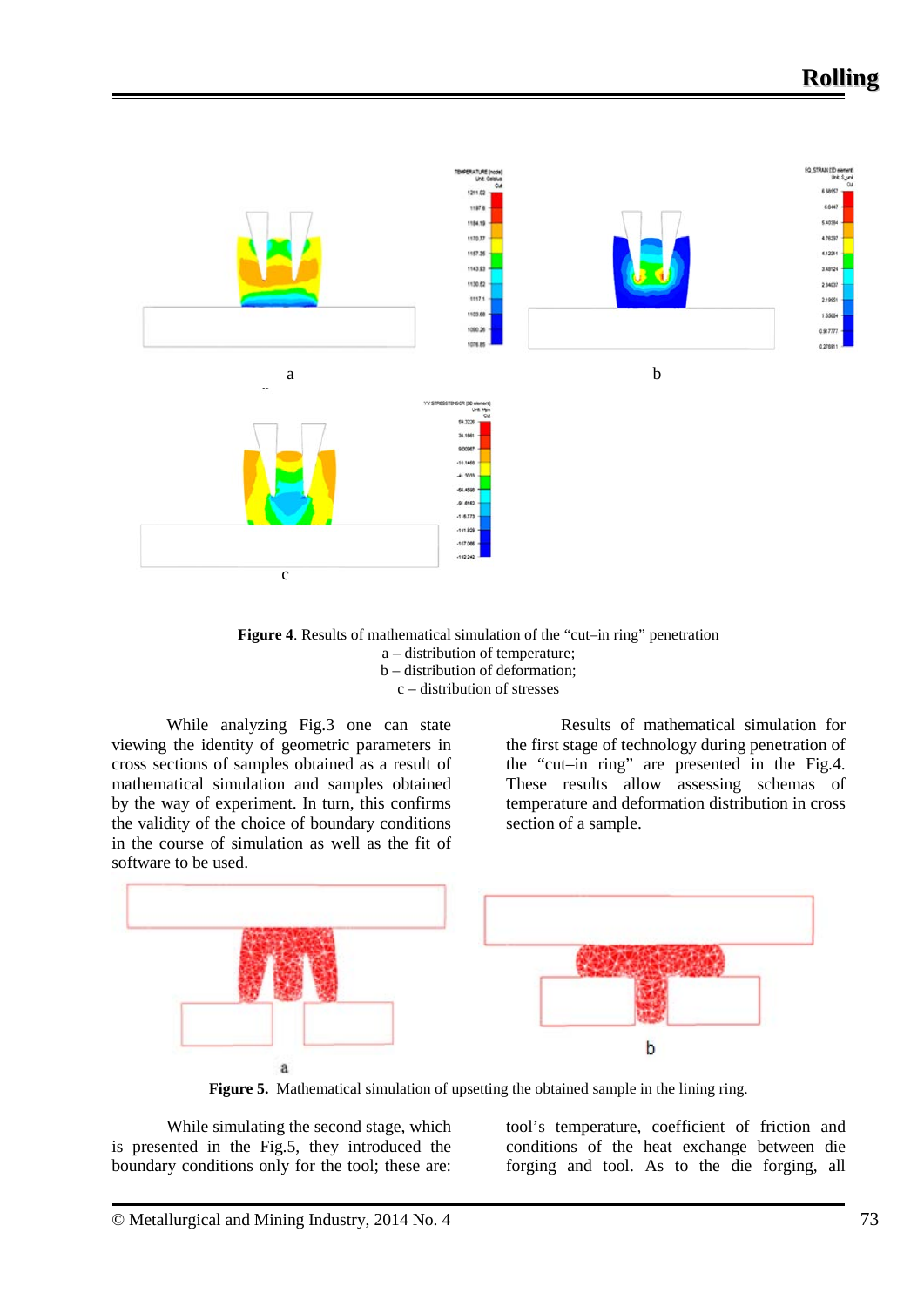Figure 4. Results of mathematical simulation of the "cut–in ring" penetration

a – distribution of temperature;

b – distribution of deformation;

c – distribution of stresses

While analyzing Fig.3 one can state viewing the identity of geometric parameters in cross sections of samples obtained as a result of mathematical simulation and samples obtained by the way of experiment. In turn, this confirms the validity of the choice of boundary conditions in the course of simulation as well as the fit of software to be used.

Results of mathematical simulation for the first stage of technology during penetration of the "cut–in ring" are presented in the Fig.4. These results allow assessing schemas of temperature and deformation distribution in cross section of a sample.

**Figure 5.** Mathematical simulation of upsetting the obtained sample in the lining ring.

While simulating the second stage, which is presented in the Fig.5, they introduced the boundary conditions only for the tool; these are: tool's temperature, coefficient of friction and conditions of the heat exchange between die forging and tool. As to the die forging, all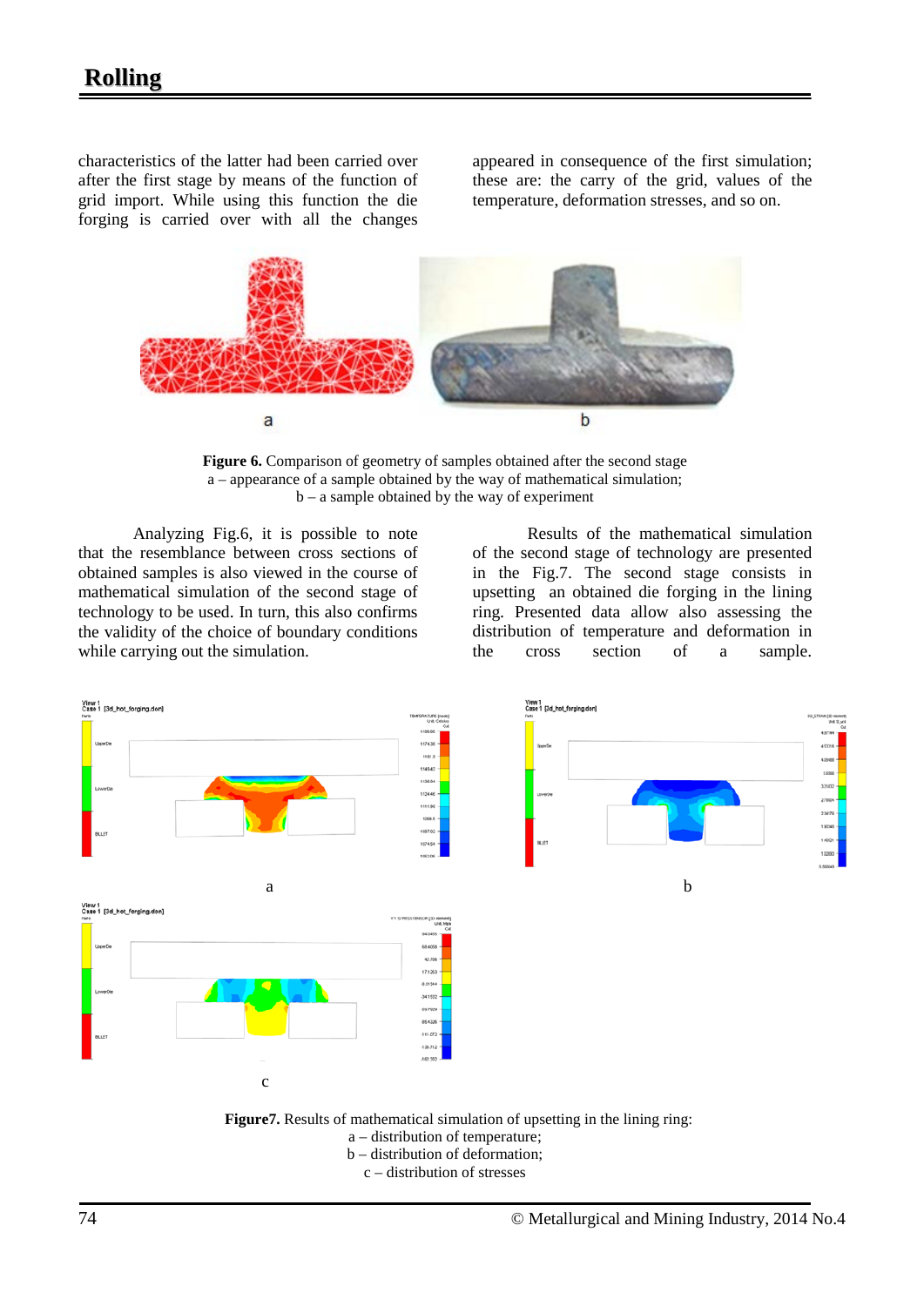characteristics of the latter had been carried over after the first stage by means of the function of grid import. While using this function the die forging is carried over with all the changes appeared in consequence of the first simulation; these are: the carry of the grid, values of the temperature, deformation stresses, and so on.

**Figure 6.** Comparison of geometry of samples obtained after the second stage
a – appearance of a sample obtained by the way of mathematical simulation;
b – a sample obtained by the way of experiment

Analyzing Fig.6, it is possible to note that the resemblance between cross sections of obtained samples is also viewed in the course of mathematical simulation of the second stage of technology to be used. In turn, this also confirms the validity of the choice of boundary conditions while carrying out the simulation.

Results of the mathematical simulation of the second stage of technology are presented in the Fig.7. The second stage consists in upsetting an obtained die forging in the lining ring. Presented data allow also assessing the distribution of temperature and deformation in the cross section of a sample.

**Figure7.** Results of mathematical simulation of upsetting in the lining ring:
a – distribution of temperature;
b – distribution of deformation;
c – distribution of stresses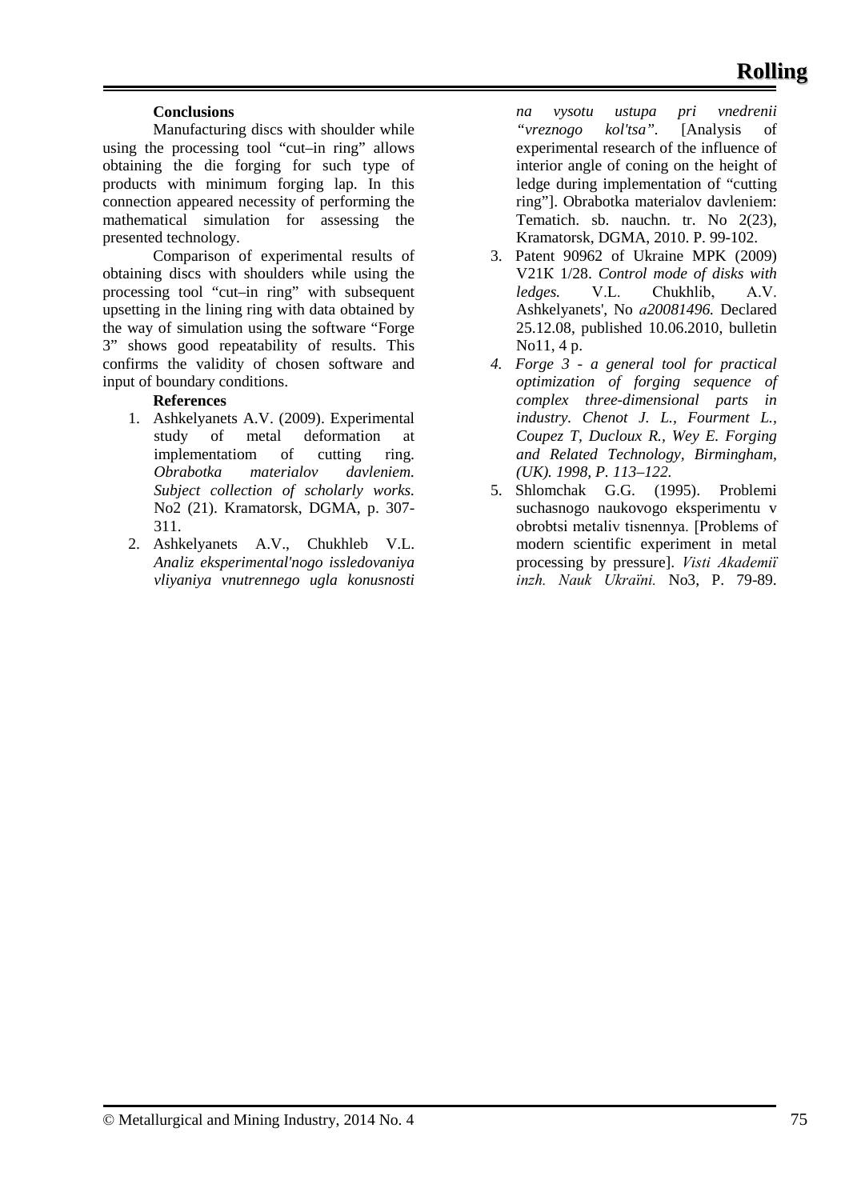**Conclusions**

Manufacturing discs with shoulder while using the processing tool "cut–in ring" allows obtaining the die forging for such type of products with minimum forging lap. In this connection appeared necessity of performing the mathematical simulation for assessing the presented technology.

Comparison of experimental results of obtaining discs with shoulders while using the processing tool "cut–in ring" with subsequent upsetting in the lining ring with data obtained by the way of simulation using the software "Forge 3" shows good repeatability of results. This confirms the validity of chosen software and input of boundary conditions.

**References**

1. Ashkelyanets A.V. (2009). Experimental study of metal deformation at implementatiom of cutting ring. *Obrabotka materialov davleniem. Subject collection of scholarly works.* No2 (21). Kramatorsk, DGMA, p. 307-311.
2. Ashkelyanets A.V., Chukhleb V.L. *Analiz eksperimental'nogo issledovaniya vliyaniya vnutrennego ugla konusnosti na vysotu ustupa pri vnedrenii "vreznogo kol'tsa".* [Analysis of experimental research of the influence of interior angle of coning on the height of ledge during implementation of "cutting ring"]. Obrabotka materialov davleniem: Tematich. sb. nauchn. tr. No 2(23), Kramatorsk, DGMA, 2010. P. 99-102.
3. Patent 90962 of Ukraine MPK (2009) V21K 1/28. *Control mode of disks with ledges.* V.L. Chukhlib, A.V. Ashkelyanets', No *a20081496.* Declared 25.12.08, published 10.06.2010, bulletin No11, 4 p.
4. *Forge 3 - a general tool for practical optimization of forging sequence of complex three-dimensional parts in industry. Chenot J. L., Fourment L., Coupez T, Ducloux R., Wey E. Forging and Related Technology, Birmingham, (UK). 1998, P. 113–122.*
5. Shlomchak G.G. (1995). Problemi suchasnogo naukovogo eksperimentu v obrobtsi metaliv tisnennya. [Problems of modern scientific experiment in metal processing by pressure]. *Visti Akademiï inzh. Nauk Ukraïni.* No3, P. 79-89.